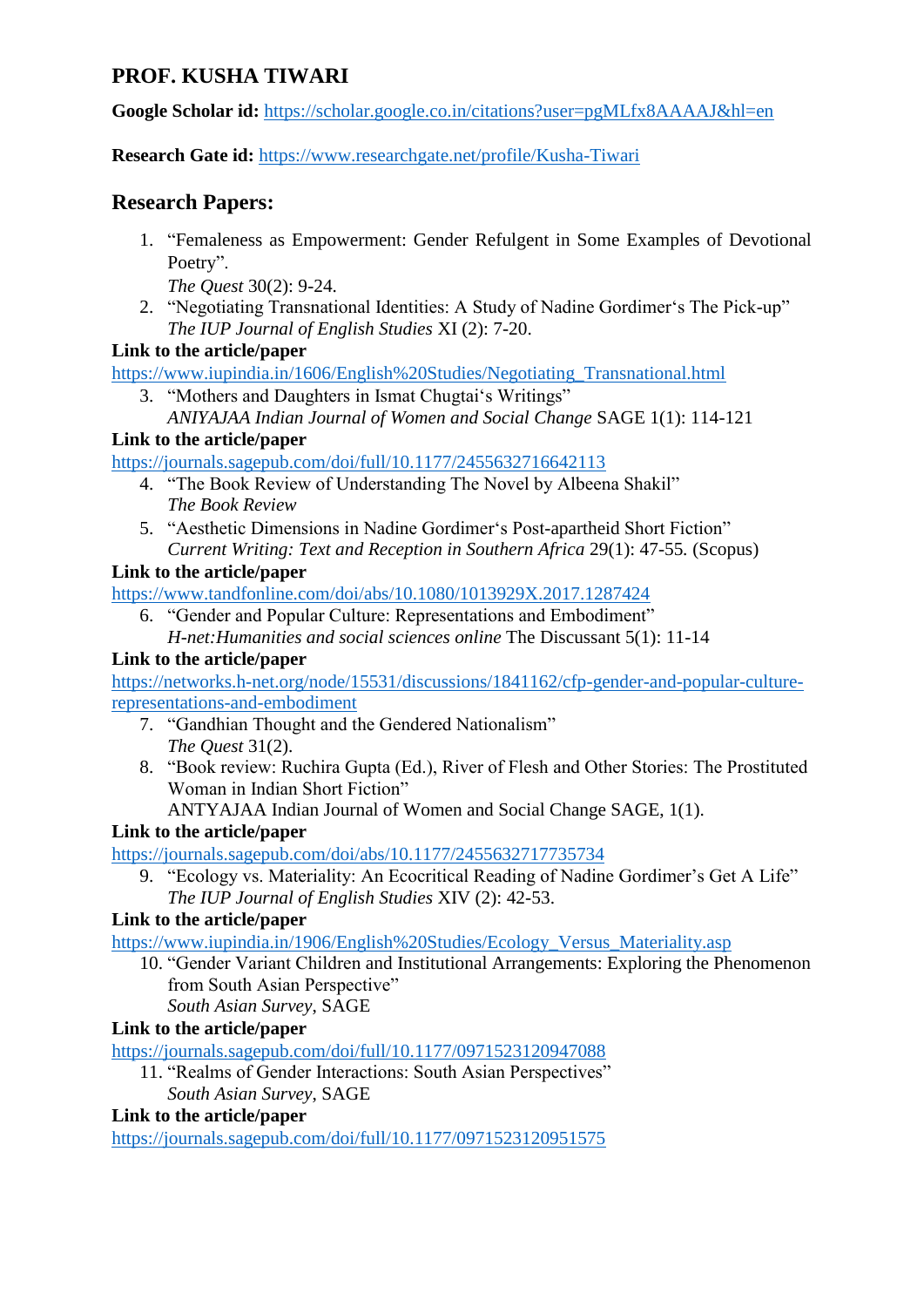# PROF. KUSHA TIWARI

**Google Scholar id:** https://scholar.google.co.in/citations?user=pgMLfx8AAAAJ&hl=en

**Research Gate id:** https://www.researchgate.net/profile/Kusha-Tiwari

## Research Papers:

1. "Femaleness as Empowerment: Gender Refulgent in Some Examples of Devotional Poetry".
   *The Quest* 30(2): 9-24.
2. "Negotiating Transnational Identities: A Study of Nadine Gordimer's The Pick-up"
   *The IUP Journal of English Studies* XI (2): 7-20.

**Link to the article/paper**
https://www.iupindia.in/1606/English%20Studies/Negotiating_Transnational.html

3. "Mothers and Daughters in Ismat Chugtai's Writings"
   *ANIYAJAA Indian Journal of Women and Social Change* SAGE 1(1): 114-121

**Link to the article/paper**
https://journals.sagepub.com/doi/full/10.1177/2455632716642113

4. "The Book Review of Understanding The Novel by Albeena Shakil"
   *The Book Review*
5. "Aesthetic Dimensions in Nadine Gordimer's Post-apartheid Short Fiction"
   *Current Writing: Text and Reception in Southern Africa* 29(1): 47-55. (Scopus)

**Link to the article/paper**
https://www.tandfonline.com/doi/abs/10.1080/1013929X.2017.1287424

6. "Gender and Popular Culture: Representations and Embodiment"
   *H-net:Humanities and social sciences online* The Discussant 5(1): 11-14

**Link to the article/paper**
https://networks.h-net.org/node/15531/discussions/1841162/cfp-gender-and-popular-culture-representations-and-embodiment

7. "Gandhian Thought and the Gendered Nationalism"
   *The Quest* 31(2).
8. "Book review: Ruchira Gupta (Ed.), River of Flesh and Other Stories: The Prostituted Woman in Indian Short Fiction"
   ANTYAJAA Indian Journal of Women and Social Change SAGE, 1(1).

**Link to the article/paper**
https://journals.sagepub.com/doi/abs/10.1177/2455632717735734

9. "Ecology vs. Materiality: An Ecocritical Reading of Nadine Gordimer's Get A Life"
   *The IUP Journal of English Studies* XIV (2): 42-53.

**Link to the article/paper**
https://www.iupindia.in/1906/English%20Studies/Ecology_Versus_Materiality.asp

10. "Gender Variant Children and Institutional Arrangements: Exploring the Phenomenon from South Asian Perspective"
    *South Asian Survey*, SAGE

**Link to the article/paper**
https://journals.sagepub.com/doi/full/10.1177/0971523120947088

11. "Realms of Gender Interactions: South Asian Perspectives"
    *South Asian Survey*, SAGE

**Link to the article/paper**
https://journals.sagepub.com/doi/full/10.1177/0971523120951575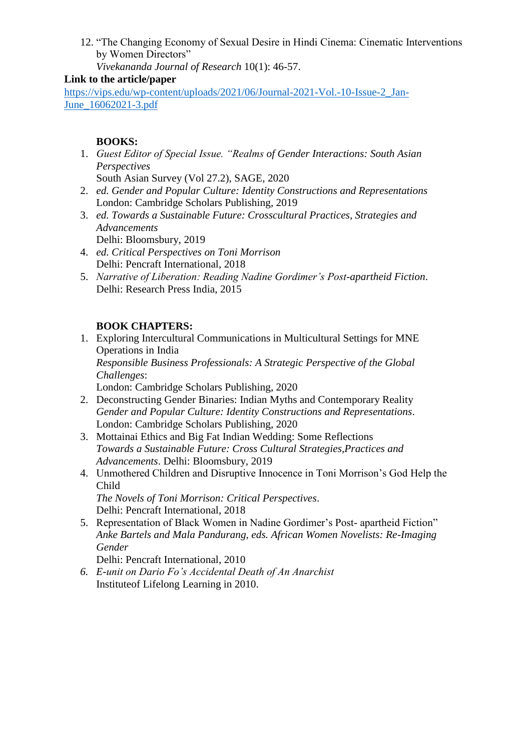12. "The Changing Economy of Sexual Desire in Hindi Cinema: Cinematic Interventions by Women Directors"
    *Vivekananda Journal of Research* 10(1): 46-57.

**Link to the article/paper**
[https://vips.edu/wp-content/uploads/2021/06/Journal-2021-Vol.-10-Issue-2_Jan-June_16062021-3.pdf](https://vips.edu/wp-content/uploads/2021/06/Journal-2021-Vol.-10-Issue-2_Jan-June_16062021-3.pdf)

**BOOKS:**

1. *Guest Editor of Special Issue. "Realms of Gender Interactions: South Asian Perspectives*
   South Asian Survey (Vol 27.2), SAGE, 2020
2. *ed. Gender and Popular Culture: Identity Constructions and Representations*
   London: Cambridge Scholars Publishing, 2019
3. *ed. Towards a Sustainable Future: Crosscultural Practices, Strategies and Advancements*
   Delhi: Bloomsbury, 2019
4. *ed. Critical Perspectives on Toni Morrison*
   Delhi: Pencraft International, 2018
5. *Narrative of Liberation: Reading Nadine Gordimer's Post-apartheid Fiction*.
   Delhi: Research Press India, 2015

**BOOK CHAPTERS:**

1. Exploring Intercultural Communications in Multicultural Settings for MNE Operations in India
   *Responsible Business Professionals: A Strategic Perspective of the Global Challenges*:
   London: Cambridge Scholars Publishing, 2020
2. Deconstructing Gender Binaries: Indian Myths and Contemporary Reality
   *Gender and Popular Culture: Identity Constructions and Representations*.
   London: Cambridge Scholars Publishing, 2020
3. Mottainai Ethics and Big Fat Indian Wedding: Some Reflections
   *Towards a Sustainable Future: Cross Cultural Strategies,Practices and Advancements*. Delhi: Bloomsbury, 2019
4. Unmothered Children and Disruptive Innocence in Toni Morrison's God Help the Child
   *The Novels of Toni Morrison: Critical Perspectives*.
   Delhi: Pencraft International, 2018
5. Representation of Black Women in Nadine Gordimer's Post- apartheid Fiction"
   *Anke Bartels and Mala Pandurang, eds. African Women Novelists: Re-Imaging Gender*
   Delhi: Pencraft International, 2010
6. *E-unit on Dario Fo's Accidental Death of An Anarchist*
   Instituteof Lifelong Learning in 2010.